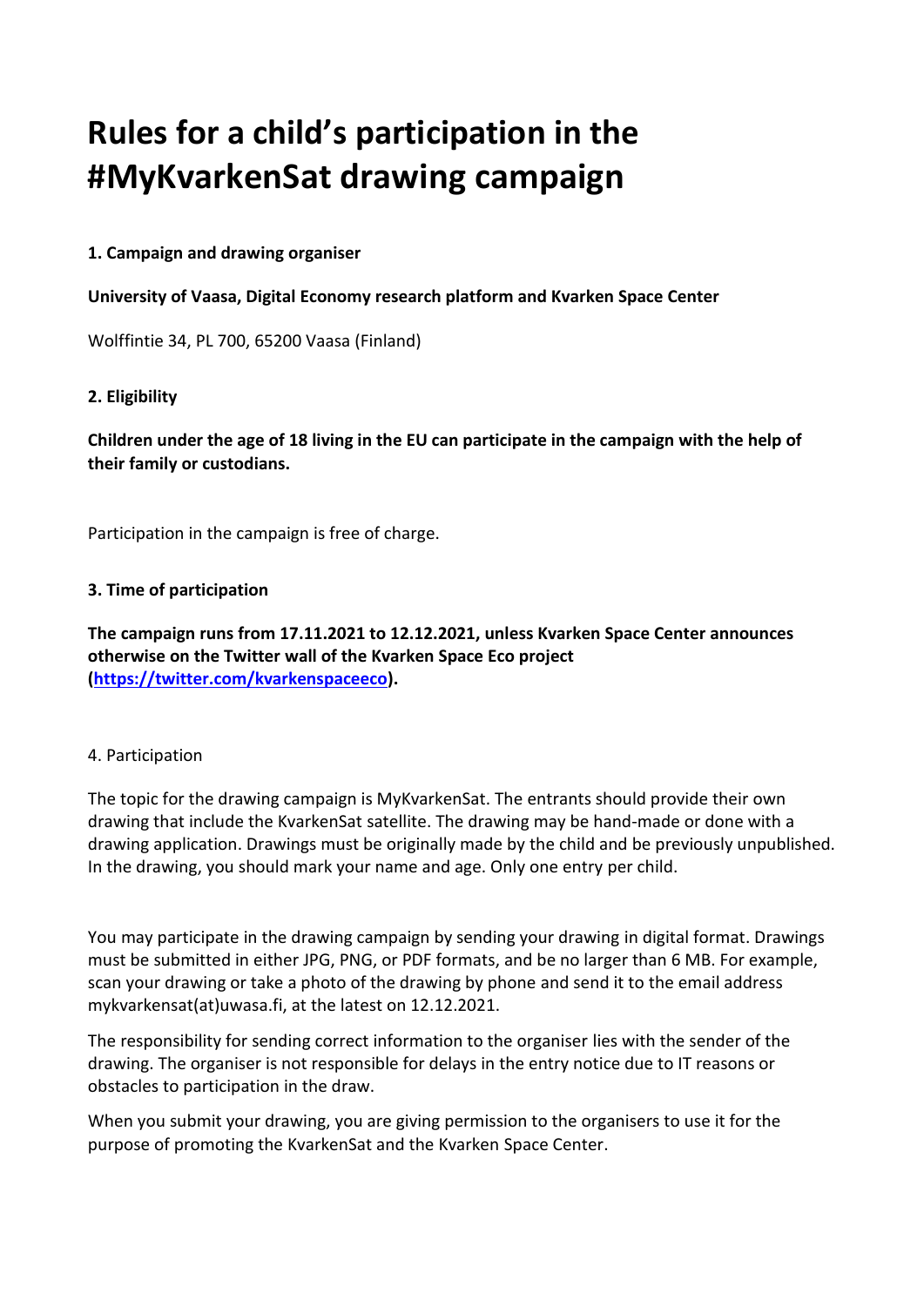# Rules for a child's participation in the #MyKvarkenSat drawing campaign

**1. Campaign and drawing organiser**

**University of Vaasa, Digital Economy research platform and Kvarken Space Center**

Wolffintie 34, PL 700, 65200 Vaasa (Finland)

**2. Eligibility**

**Children under the age of 18 living in the EU can participate in the campaign with the help of their family or custodians.**

Participation in the campaign is free of charge.

**3. Time of participation**

**The campaign runs from 17.11.2021 to 12.12.2021, unless Kvarken Space Center announces otherwise on the Twitter wall of the Kvarken Space Eco project ([https://twitter.com/kvarkenspaceeco](https://twitter.com/kvarkenspaceeco)).**

4. Participation

The topic for the drawing campaign is MyKvarkenSat. The entrants should provide their own drawing that include the KvarkenSat satellite. The drawing may be hand-made or done with a drawing application. Drawings must be originally made by the child and be previously unpublished. In the drawing, you should mark your name and age. Only one entry per child.

You may participate in the drawing campaign by sending your drawing in digital format. Drawings must be submitted in either JPG, PNG, or PDF formats, and be no larger than 6 MB. For example, scan your drawing or take a photo of the drawing by phone and send it to the email address mykvarkensat(at)uwasa.fi, at the latest on 12.12.2021.

The responsibility for sending correct information to the organiser lies with the sender of the drawing. The organiser is not responsible for delays in the entry notice due to IT reasons or obstacles to participation in the draw.

When you submit your drawing, you are giving permission to the organisers to use it for the purpose of promoting the KvarkenSat and the Kvarken Space Center.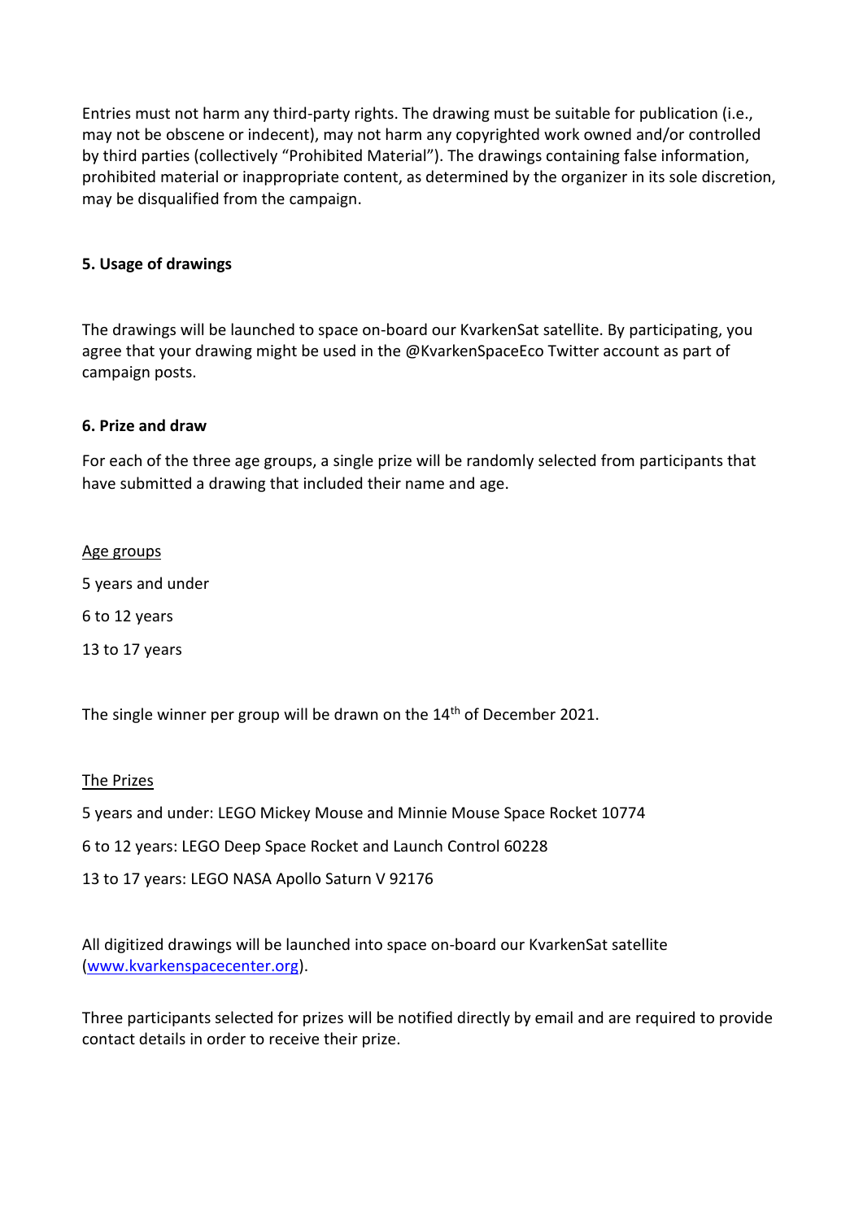Entries must not harm any third-party rights. The drawing must be suitable for publication (i.e., may not be obscene or indecent), may not harm any copyrighted work owned and/or controlled by third parties (collectively "Prohibited Material"). The drawings containing false information, prohibited material or inappropriate content, as determined by the organizer in its sole discretion, may be disqualified from the campaign.

**5. Usage of drawings**

The drawings will be launched to space on-board our KvarkenSat satellite. By participating, you agree that your drawing might be used in the @KvarkenSpaceEco Twitter account as part of campaign posts.

**6. Prize and draw**

For each of the three age groups, a single prize will be randomly selected from participants that have submitted a drawing that included their name and age.

<u>Age groups</u>

5 years and under

6 to 12 years

13 to 17 years

The single winner per group will be drawn on the 14th of December 2021.

<u>The Prizes</u>

5 years and under: LEGO Mickey Mouse and Minnie Mouse Space Rocket 10774

6 to 12 years: LEGO Deep Space Rocket and Launch Control 60228

13 to 17 years: LEGO NASA Apollo Saturn V 92176

All digitized drawings will be launched into space on-board our KvarkenSat satellite ([www.kvarkenspacecenter.org](www.kvarkenspacecenter.org)).

Three participants selected for prizes will be notified directly by email and are required to provide contact details in order to receive their prize.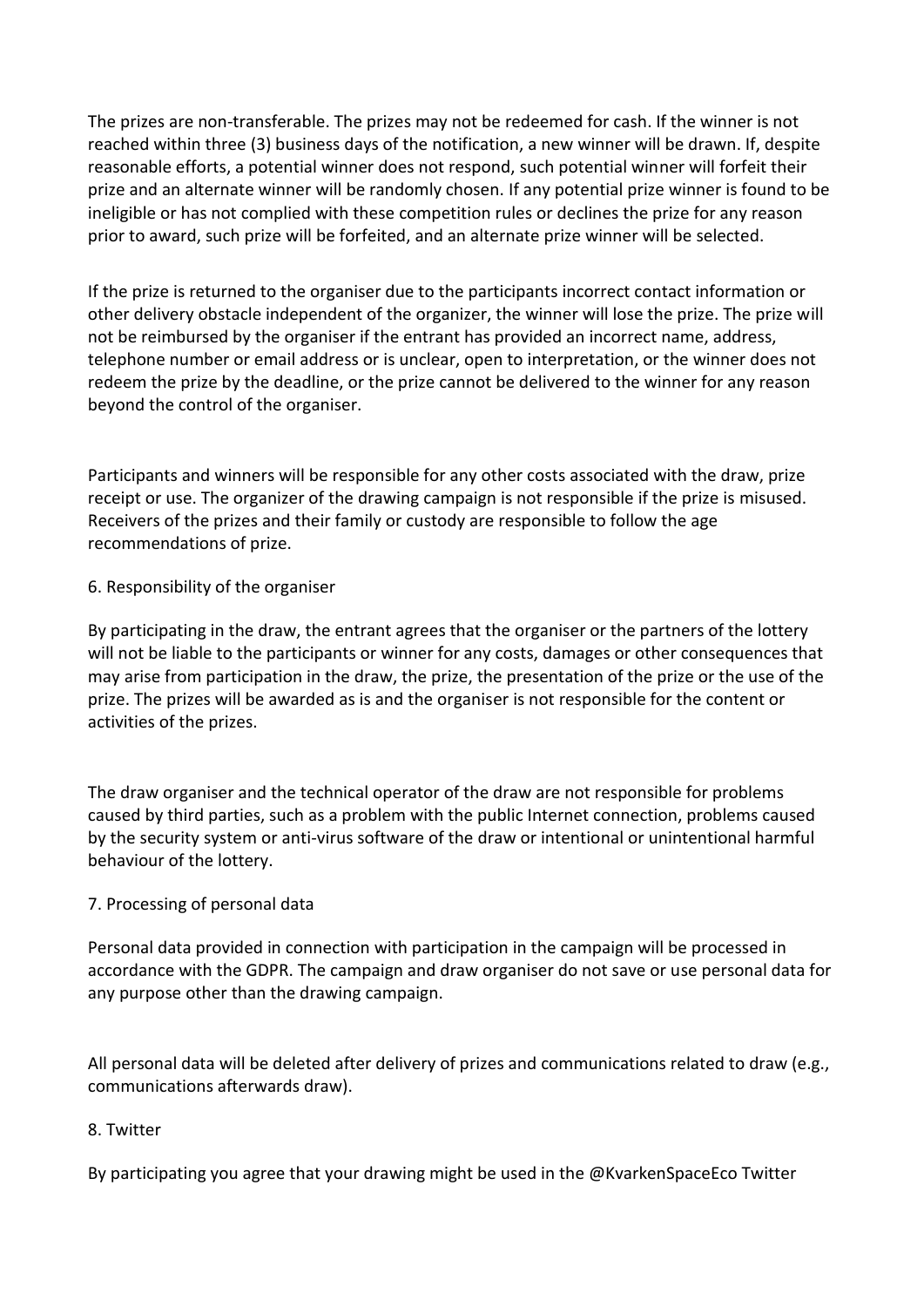The prizes are non-transferable. The prizes may not be redeemed for cash. If the winner is not reached within three (3) business days of the notification, a new winner will be drawn. If, despite reasonable efforts, a potential winner does not respond, such potential winner will forfeit their prize and an alternate winner will be randomly chosen. If any potential prize winner is found to be ineligible or has not complied with these competition rules or declines the prize for any reason prior to award, such prize will be forfeited, and an alternate prize winner will be selected.

If the prize is returned to the organiser due to the participants incorrect contact information or other delivery obstacle independent of the organizer, the winner will lose the prize. The prize will not be reimbursed by the organiser if the entrant has provided an incorrect name, address, telephone number or email address or is unclear, open to interpretation, or the winner does not redeem the prize by the deadline, or the prize cannot be delivered to the winner for any reason beyond the control of the organiser.

Participants and winners will be responsible for any other costs associated with the draw, prize receipt or use. The organizer of the drawing campaign is not responsible if the prize is misused. Receivers of the prizes and their family or custody are responsible to follow the age recommendations of prize.

6. Responsibility of the organiser

By participating in the draw, the entrant agrees that the organiser or the partners of the lottery will not be liable to the participants or winner for any costs, damages or other consequences that may arise from participation in the draw, the prize, the presentation of the prize or the use of the prize. The prizes will be awarded as is and the organiser is not responsible for the content or activities of the prizes.

The draw organiser and the technical operator of the draw are not responsible for problems caused by third parties, such as a problem with the public Internet connection, problems caused by the security system or anti-virus software of the draw or intentional or unintentional harmful behaviour of the lottery.

7. Processing of personal data

Personal data provided in connection with participation in the campaign will be processed in accordance with the GDPR. The campaign and draw organiser do not save or use personal data for any purpose other than the drawing campaign.

All personal data will be deleted after delivery of prizes and communications related to draw (e.g., communications afterwards draw).

8. Twitter

By participating you agree that your drawing might be used in the @KvarkenSpaceEco Twitter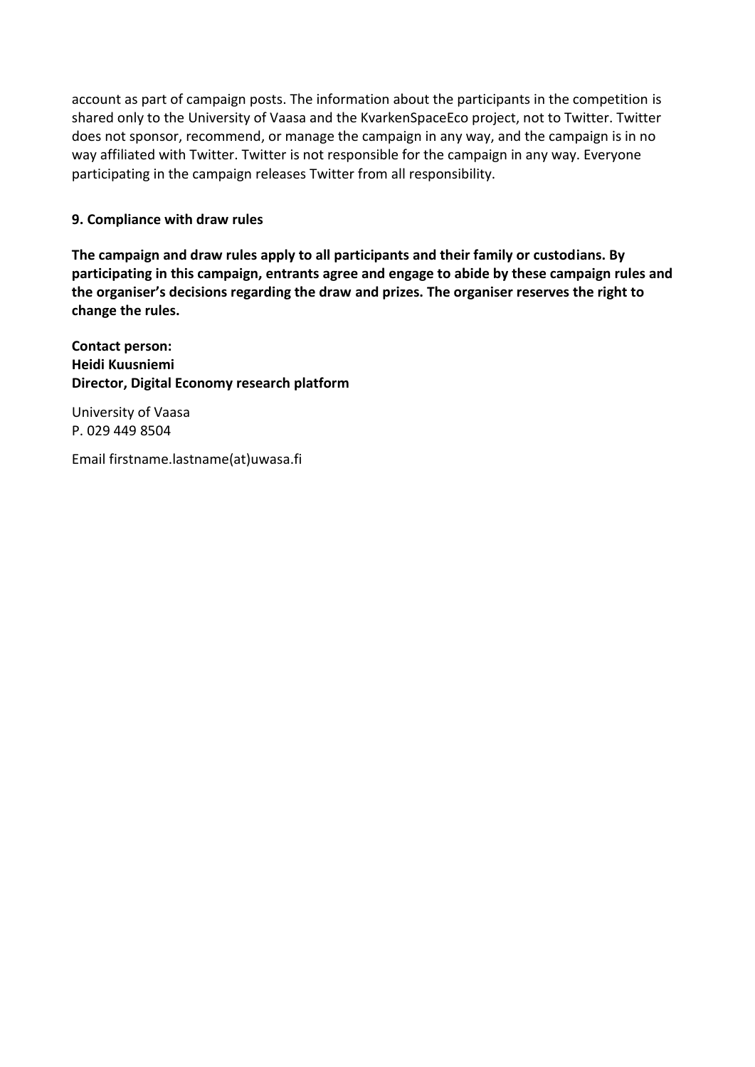account as part of campaign posts. The information about the participants in the competition is shared only to the University of Vaasa and the KvarkenSpaceEco project, not to Twitter. Twitter does not sponsor, recommend, or manage the campaign in any way, and the campaign is in no way affiliated with Twitter. Twitter is not responsible for the campaign in any way. Everyone participating in the campaign releases Twitter from all responsibility.

**9. Compliance with draw rules**

**The campaign and draw rules apply to all participants and their family or custodians. By participating in this campaign, entrants agree and engage to abide by these campaign rules and the organiser's decisions regarding the draw and prizes. The organiser reserves the right to change the rules.**

**Contact person:**
**Heidi Kuusniemi**
**Director, Digital Economy research platform**

University of Vaasa
P. 029 449 8504

Email firstname.lastname(at)uwasa.fi